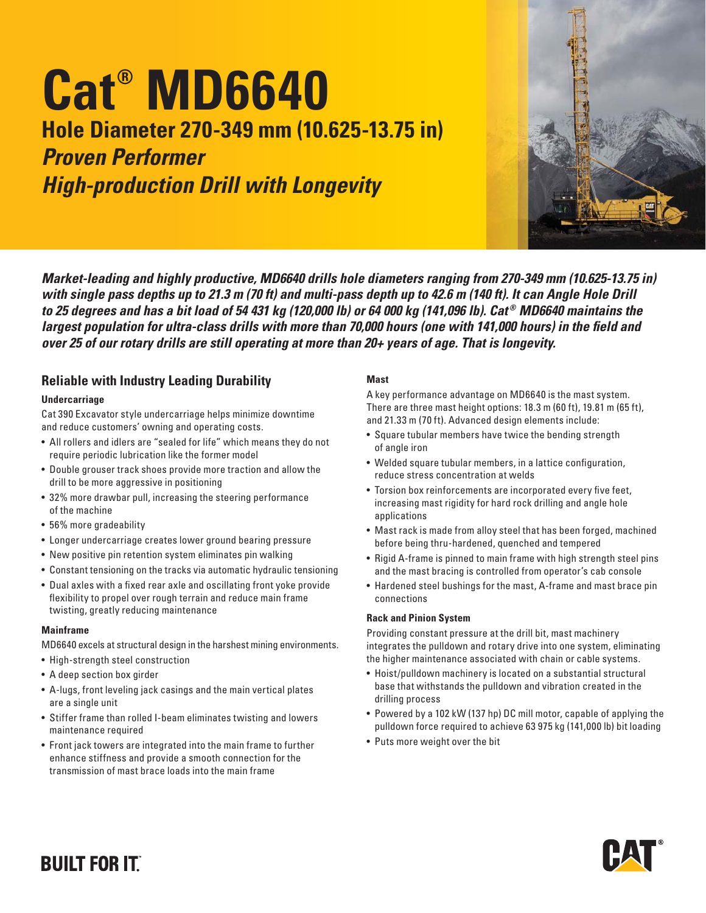# Cat® MD6640

## Hole Diameter 270-349 mm (10.625-13.75 in)

## *Proven Performer*
## *High-production Drill with Longevity*

***Market-leading and highly productive, MD6640 drills hole diameters ranging from 270-349 mm (10.625-13.75 in) with single pass depths up to 21.3 m (70 ft) and multi-pass depth up to 42.6 m (140 ft). It can Angle Hole Drill to 25 degrees and has a bit load of 54 431 kg (120,000 lb) or 64 000 kg (141,096 lb). Cat® MD6640 maintains the largest population for ultra-class drills with more than 70,000 hours (one with 141,000 hours) in the field and over 25 of our rotary drills are still operating at more than 20+ years of age. That is longevity.***

## Reliable with Industry Leading Durability

#### Undercarriage

Cat 390 Excavator style undercarriage helps minimize downtime and reduce customers' owning and operating costs.

- All rollers and idlers are "sealed for life" which means they do not require periodic lubrication like the former model
- Double grouser track shoes provide more traction and allow the drill to be more aggressive in positioning
- 32% more drawbar pull, increasing the steering performance of the machine
- 56% more gradeability
- Longer undercarriage creates lower ground bearing pressure
- New positive pin retention system eliminates pin walking
- Constant tensioning on the tracks via automatic hydraulic tensioning
- Dual axles with a fixed rear axle and oscillating front yoke provide flexibility to propel over rough terrain and reduce main frame twisting, greatly reducing maintenance

#### Mainframe

MD6640 excels at structural design in the harshest mining environments.

- High-strength steel construction
- A deep section box girder
- A-lugs, front leveling jack casings and the main vertical plates are a single unit
- Stiffer frame than rolled I-beam eliminates twisting and lowers maintenance required
- Front jack towers are integrated into the main frame to further enhance stiffness and provide a smooth connection for the transmission of mast brace loads into the main frame

#### Mast

A key performance advantage on MD6640 is the mast system. There are three mast height options: 18.3 m (60 ft), 19.81 m (65 ft), and 21.33 m (70 ft). Advanced design elements include:

- Square tubular members have twice the bending strength of angle iron
- Welded square tubular members, in a lattice configuration, reduce stress concentration at welds
- Torsion box reinforcements are incorporated every five feet, increasing mast rigidity for hard rock drilling and angle hole applications
- Mast rack is made from alloy steel that has been forged, machined before being thru-hardened, quenched and tempered
- Rigid A-frame is pinned to main frame with high strength steel pins and the mast bracing is controlled from operator's cab console
- Hardened steel bushings for the mast, A-frame and mast brace pin connections

#### Rack and Pinion System

Providing constant pressure at the drill bit, mast machinery integrates the pulldown and rotary drive into one system, eliminating the higher maintenance associated with chain or cable systems.

- Hoist/pulldown machinery is located on a substantial structural base that withstands the pulldown and vibration created in the drilling process
- Powered by a 102 kW (137 hp) DC mill motor, capable of applying the pulldown force required to achieve 63 975 kg (141,000 lb) bit loading
- Puts more weight over the bit

**BUILT FOR IT.**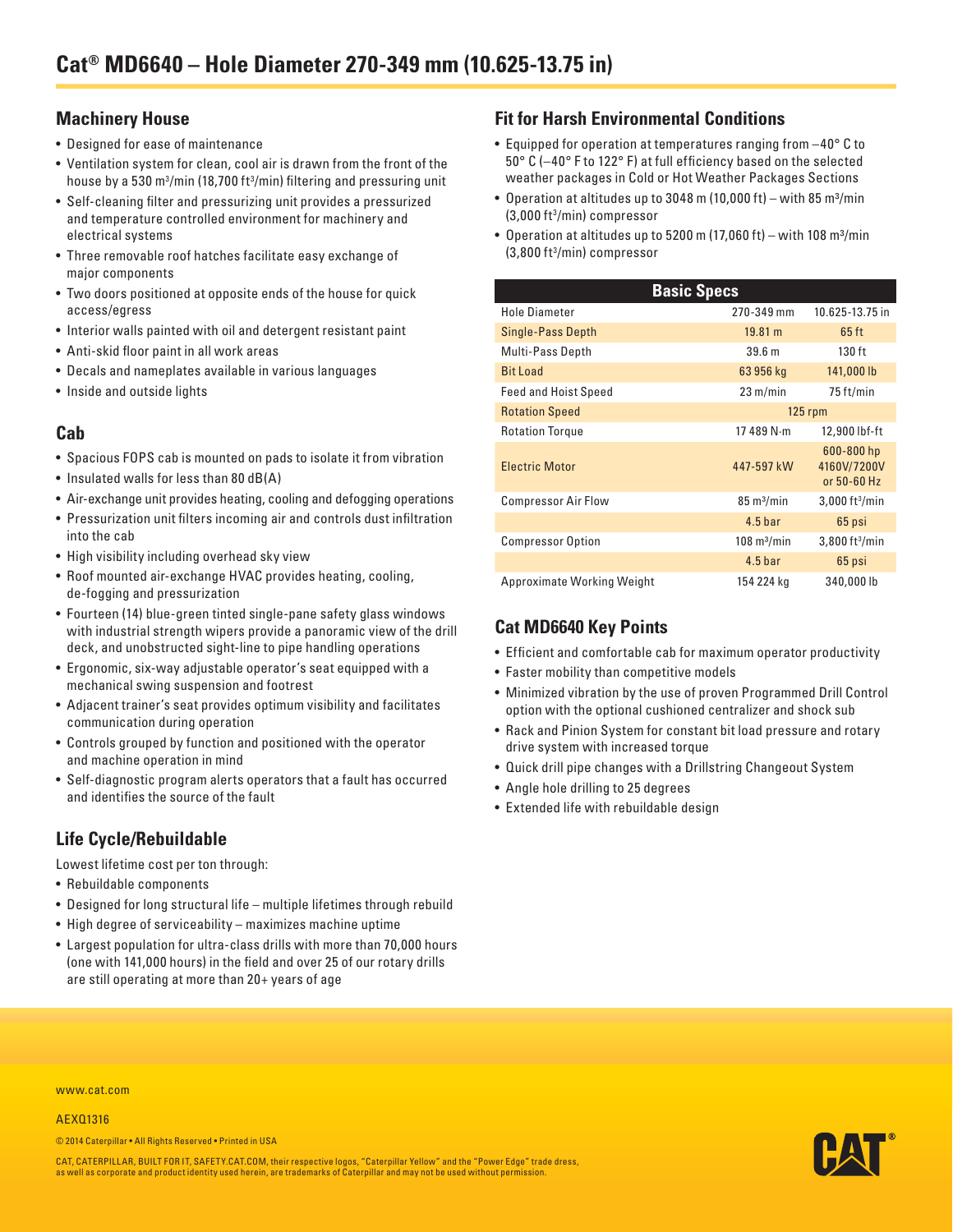# Cat® MD6640 – Hole Diameter 270-349 mm (10.625-13.75 in)

## Machinery House

- Designed for ease of maintenance
- Ventilation system for clean, cool air is drawn from the front of the house by a 530 $m^3$/min (18,700 $ft^3$/min) filtering and pressuring unit
- Self-cleaning filter and pressurizing unit provides a pressurized and temperature controlled environment for machinery and electrical systems
- Three removable roof hatches facilitate easy exchange of major components
- Two doors positioned at opposite ends of the house for quick access/egress
- Interior walls painted with oil and detergent resistant paint
- Anti-skid floor paint in all work areas
- Decals and nameplates available in various languages
- Inside and outside lights

## Cab

- Spacious FOPS cab is mounted on pads to isolate it from vibration
- Insulated walls for less than 80 dB(A)
- Air-exchange unit provides heating, cooling and defogging operations
- Pressurization unit filters incoming air and controls dust infiltration into the cab
- High visibility including overhead sky view
- Roof mounted air-exchange HVAC provides heating, cooling, de-fogging and pressurization
- Fourteen (14) blue-green tinted single-pane safety glass windows with industrial strength wipers provide a panoramic view of the drill deck, and unobstructed sight-line to pipe handling operations
- Ergonomic, six-way adjustable operator's seat equipped with a mechanical swing suspension and footrest
- Adjacent trainer's seat provides optimum visibility and facilitates communication during operation
- Controls grouped by function and positioned with the operator and machine operation in mind
- Self-diagnostic program alerts operators that a fault has occurred and identifies the source of the fault

## Life Cycle/Rebuildable

Lowest lifetime cost per ton through:

- Rebuildable components
- Designed for long structural life – multiple lifetimes through rebuild
- High degree of serviceability – maximizes machine uptime
- Largest population for ultra-class drills with more than 70,000 hours (one with 141,000 hours) in the field and over 25 of our rotary drills are still operating at more than 20+ years of age

## Fit for Harsh Environmental Conditions

- Equipped for operation at temperatures ranging from –40° C to 50° C (–40° F to 122° F) at full efficiency based on the selected weather packages in Cold or Hot Weather Packages Sections
- Operation at altitudes up to 3048 m (10,000 ft) – with 85 $m^3$/min (3,000 $ft^3$/min) compressor
- Operation at altitudes up to 5200 m (17,060 ft) – with 108 $m^3$/min (3,800 $ft^3$/min) compressor

| Basic Specs | | |
|---|---|---|
| Hole Diameter | 270-349 mm | 10.625-13.75 in |
| Single-Pass Depth | 19.81 m | 65 ft |
| Multi-Pass Depth | 39.6 m | 130 ft |
| Bit Load | 63 956 kg | 141,000 lb |
| Feed and Hoist Speed | 23 m/min | 75 ft/min |
| Rotation Speed | 125 rpm | |
| Rotation Torque | 17 489 N·m | 12,900 lbf-ft |
| Electric Motor | 447-597 kW | 600-800 hp 4160V/7200V or 50-60 Hz |
| Compressor Air Flow | 85 $m^3$/min | 3,000 $ft^3$/min |
| | 4.5 bar | 65 psi |
| Compressor Option | 108 $m^3$/min | 3,800 $ft^3$/min |
| | 4.5 bar | 65 psi |
| Approximate Working Weight | 154 224 kg | 340,000 lb |

## Cat MD6640 Key Points

- Efficient and comfortable cab for maximum operator productivity
- Faster mobility than competitive models
- Minimized vibration by the use of proven Programmed Drill Control option with the optional cushioned centralizer and shock sub
- Rack and Pinion System for constant bit load pressure and rotary drive system with increased torque
- Quick drill pipe changes with a Drillstring Changeout System
- Angle hole drilling to 25 degrees
- Extended life with rebuildable design

www.cat.com

AEXQ1316

© 2014 Caterpillar • All Rights Reserved • Printed in USA

CAT, CATERPILLAR, BUILT FOR IT, SAFETY.CAT.COM, their respective logos, "Caterpillar Yellow" and the "Power Edge" trade dress, as well as corporate and product identity used herein, are trademarks of Caterpillar and may not be used without permission.